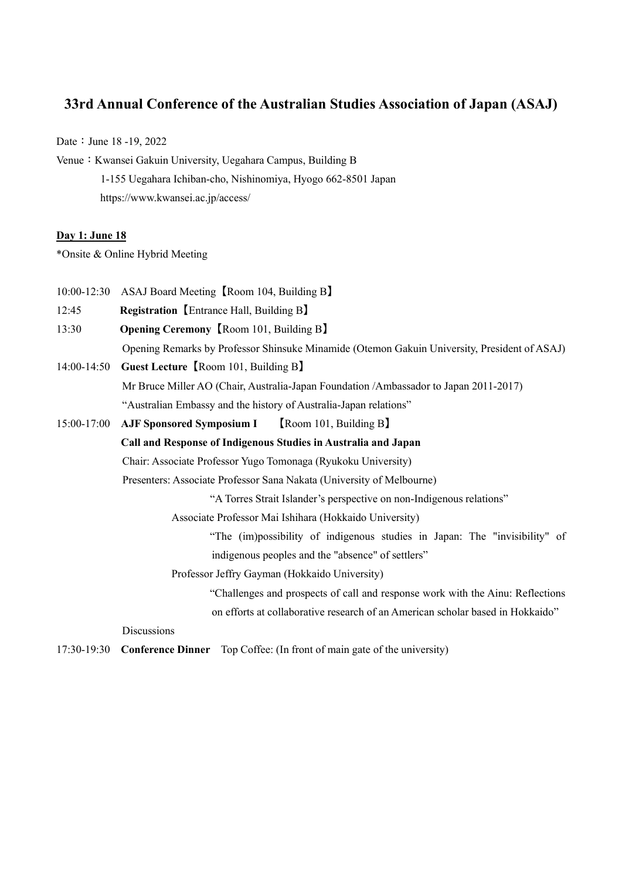# 33rd Annual Conference of the Australian Studies Association of Japan (ASAJ)

Date：June 18 -19, 2022

Venue：Kwansei Gakuin University, Uegahara Campus, Building B
1-155 Uegahara Ichiban-cho, Nishinomiya, Hyogo 662-8501 Japan
https://www.kwansei.ac.jp/access/

**Day 1: June 18**

*Onsite & Online Hybrid Meeting

10:00-12:30 ASAJ Board Meeting【Room 104, Building B】

12:45 **Registration**【Entrance Hall, Building B】

13:30 **Opening Ceremony**【Room 101, Building B】
Opening Remarks by Professor Shinsuke Minamide (Otemon Gakuin University, President of ASAJ)

14:00-14:50 **Guest Lecture**【Room 101, Building B】
Mr Bruce Miller AO (Chair, Australia-Japan Foundation /Ambassador to Japan 2011-2017)
"Australian Embassy and the history of Australia-Japan relations"

15:00-17:00 **AJF Sponsored Symposium I**【Room 101, Building B】
**Call and Response of Indigenous Studies in Australia and Japan**
Chair: Associate Professor Yugo Tomonaga (Ryukoku University)
Presenters: Associate Professor Sana Nakata (University of Melbourne)
"A Torres Strait Islander's perspective on non-Indigenous relations"
Associate Professor Mai Ishihara (Hokkaido University)
"The (im)possibility of indigenous studies in Japan: The "invisibility" of indigenous peoples and the "absence" of settlers"
Professor Jeffry Gayman (Hokkaido University)
"Challenges and prospects of call and response work with the Ainu: Reflections on efforts at collaborative research of an American scholar based in Hokkaido"
Discussions

17:30-19:30 **Conference Dinner** Top Coffee: (In front of main gate of the university)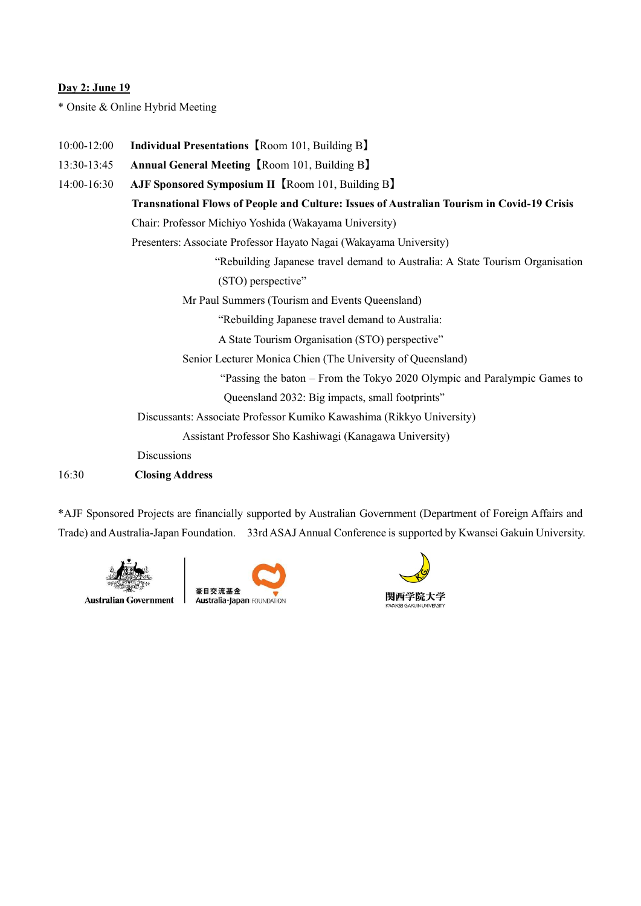**Day 2: June 19**

* Onsite & Online Hybrid Meeting

10:00-12:00 **Individual Presentations**【Room 101, Building B】

13:30-13:45 **Annual General Meeting**【Room 101, Building B】

14:00-16:30 **AJF Sponsored Symposium II**【Room 101, Building B】

**Transnational Flows of People and Culture: Issues of Australian Tourism in Covid-19 Crisis**

Chair: Professor Michiyo Yoshida (Wakayama University)

Presenters: Associate Professor Hayato Nagai (Wakayama University)

"Rebuilding Japanese travel demand to Australia: A State Tourism Organisation (STO) perspective"

Mr Paul Summers (Tourism and Events Queensland)

"Rebuilding Japanese travel demand to Australia: A State Tourism Organisation (STO) perspective"

Senior Lecturer Monica Chien (The University of Queensland)

"Passing the baton – From the Tokyo 2020 Olympic and Paralympic Games to Queensland 2032: Big impacts, small footprints"

Discussants: Associate Professor Kumiko Kawashima (Rikkyo University)

Assistant Professor Sho Kashiwagi (Kanagawa University)

Discussions

16:30 **Closing Address**

*AJF Sponsored Projects are financially supported by Australian Government (Department of Foreign Affairs and Trade) and Australia-Japan Foundation. 33rd ASAJ Annual Conference is supported by Kwansei Gakuin University.

Australian Government

豪日交流基金 Australia-Japan FOUNDATION

関西学院大学 KWANSEI GAKUIN UNIVERSITY